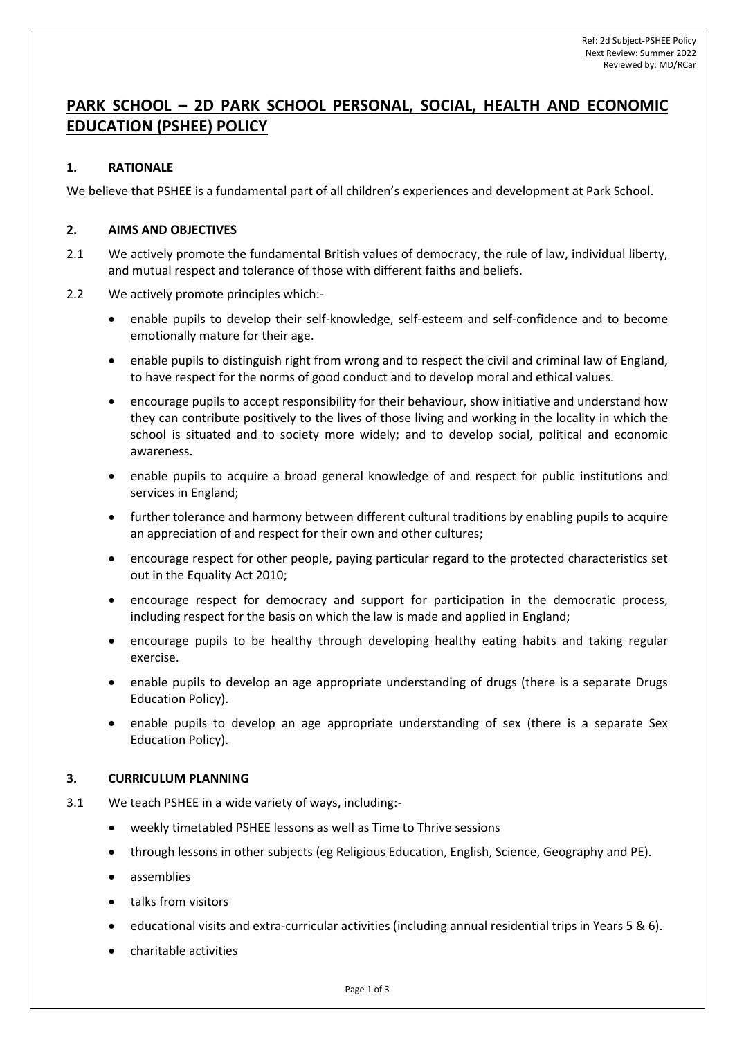Ref: 2d Subject-PSHEE Policy
Next Review: Summer 2022
Reviewed by: MD/RCar

# PARK SCHOOL – 2D PARK SCHOOL PERSONAL, SOCIAL, HEALTH AND ECONOMIC EDUCATION (PSHEE) POLICY

## 1. RATIONALE

We believe that PSHEE is a fundamental part of all children's experiences and development at Park School.

## 2. AIMS AND OBJECTIVES

2.1 We actively promote the fundamental British values of democracy, the rule of law, individual liberty, and mutual respect and tolerance of those with different faiths and beliefs.

2.2 We actively promote principles which:-

- enable pupils to develop their self-knowledge, self-esteem and self-confidence and to become emotionally mature for their age.
- enable pupils to distinguish right from wrong and to respect the civil and criminal law of England, to have respect for the norms of good conduct and to develop moral and ethical values.
- encourage pupils to accept responsibility for their behaviour, show initiative and understand how they can contribute positively to the lives of those living and working in the locality in which the school is situated and to society more widely; and to develop social, political and economic awareness.
- enable pupils to acquire a broad general knowledge of and respect for public institutions and services in England;
- further tolerance and harmony between different cultural traditions by enabling pupils to acquire an appreciation of and respect for their own and other cultures;
- encourage respect for other people, paying particular regard to the protected characteristics set out in the Equality Act 2010;
- encourage respect for democracy and support for participation in the democratic process, including respect for the basis on which the law is made and applied in England;
- encourage pupils to be healthy through developing healthy eating habits and taking regular exercise.
- enable pupils to develop an age appropriate understanding of drugs (there is a separate Drugs Education Policy).
- enable pupils to develop an age appropriate understanding of sex (there is a separate Sex Education Policy).

## 3. CURRICULUM PLANNING

3.1 We teach PSHEE in a wide variety of ways, including:-

- weekly timetabled PSHEE lessons as well as Time to Thrive sessions
- through lessons in other subjects (eg Religious Education, English, Science, Geography and PE).
- assemblies
- talks from visitors
- educational visits and extra-curricular activities (including annual residential trips in Years 5 & 6).
- charitable activities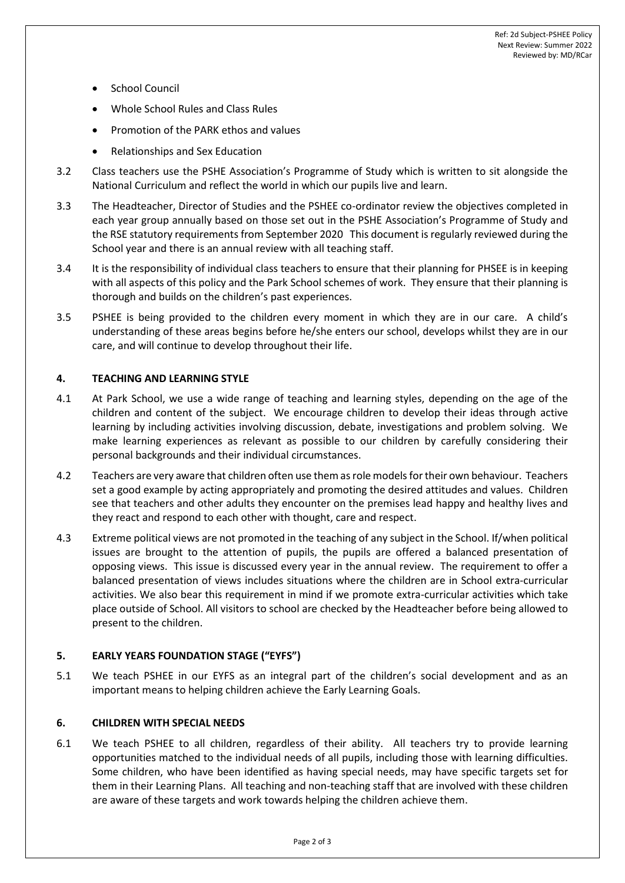- School Council
- Whole School Rules and Class Rules
- Promotion of the PARK ethos and values
- Relationships and Sex Education

3.2 Class teachers use the PSHE Association's Programme of Study which is written to sit alongside the National Curriculum and reflect the world in which our pupils live and learn.

3.3 The Headteacher, Director of Studies and the PSHEE co-ordinator review the objectives completed in each year group annually based on those set out in the PSHE Association's Programme of Study and the RSE statutory requirements from September 2020 This document is regularly reviewed during the School year and there is an annual review with all teaching staff.

3.4 It is the responsibility of individual class teachers to ensure that their planning for PHSEE is in keeping with all aspects of this policy and the Park School schemes of work. They ensure that their planning is thorough and builds on the children's past experiences.

3.5 PSHEE is being provided to the children every moment in which they are in our care. A child's understanding of these areas begins before he/she enters our school, develops whilst they are in our care, and will continue to develop throughout their life.

## 4. TEACHING AND LEARNING STYLE

4.1 At Park School, we use a wide range of teaching and learning styles, depending on the age of the children and content of the subject. We encourage children to develop their ideas through active learning by including activities involving discussion, debate, investigations and problem solving. We make learning experiences as relevant as possible to our children by carefully considering their personal backgrounds and their individual circumstances.

4.2 Teachers are very aware that children often use them as role models for their own behaviour. Teachers set a good example by acting appropriately and promoting the desired attitudes and values. Children see that teachers and other adults they encounter on the premises lead happy and healthy lives and they react and respond to each other with thought, care and respect.

4.3 Extreme political views are not promoted in the teaching of any subject in the School. If/when political issues are brought to the attention of pupils, the pupils are offered a balanced presentation of opposing views. This issue is discussed every year in the annual review. The requirement to offer a balanced presentation of views includes situations where the children are in School extra-curricular activities. We also bear this requirement in mind if we promote extra-curricular activities which take place outside of School. All visitors to school are checked by the Headteacher before being allowed to present to the children.

## 5. EARLY YEARS FOUNDATION STAGE ("EYFS")

5.1 We teach PSHEE in our EYFS as an integral part of the children's social development and as an important means to helping children achieve the Early Learning Goals.

## 6. CHILDREN WITH SPECIAL NEEDS

6.1 We teach PSHEE to all children, regardless of their ability. All teachers try to provide learning opportunities matched to the individual needs of all pupils, including those with learning difficulties. Some children, who have been identified as having special needs, may have specific targets set for them in their Learning Plans. All teaching and non-teaching staff that are involved with these children are aware of these targets and work towards helping the children achieve them.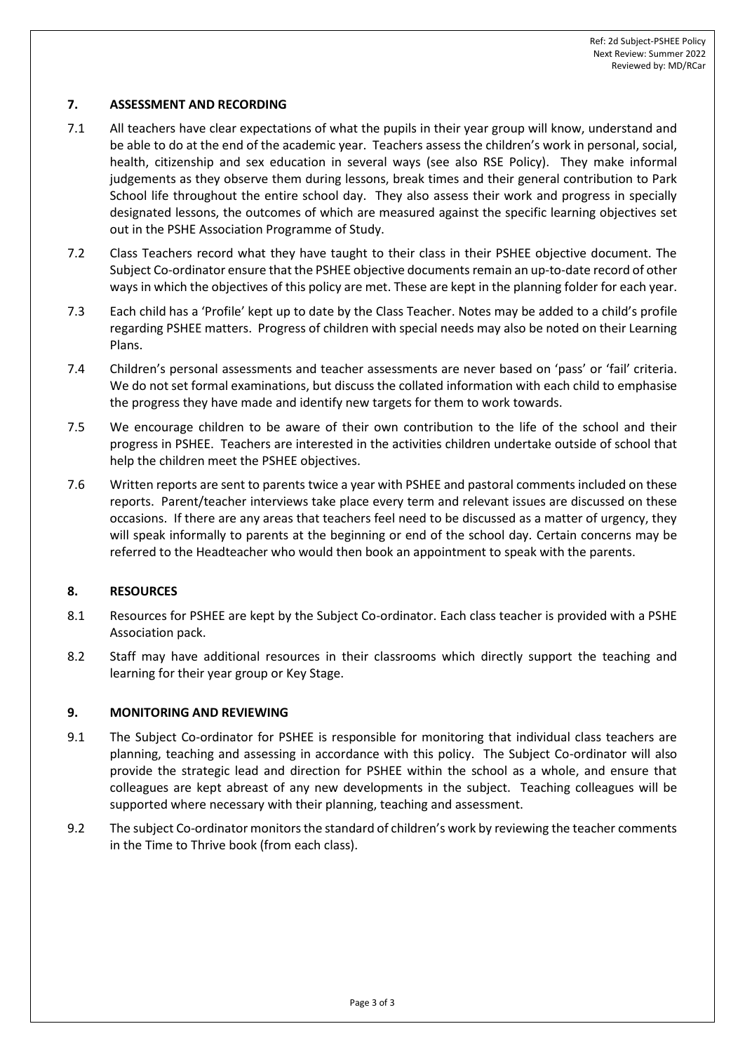## 7. ASSESSMENT AND RECORDING

7.1 All teachers have clear expectations of what the pupils in their year group will know, understand and be able to do at the end of the academic year. Teachers assess the children's work in personal, social, health, citizenship and sex education in several ways (see also RSE Policy). They make informal judgements as they observe them during lessons, break times and their general contribution to Park School life throughout the entire school day. They also assess their work and progress in specially designated lessons, the outcomes of which are measured against the specific learning objectives set out in the PSHE Association Programme of Study.

7.2 Class Teachers record what they have taught to their class in their PSHEE objective document. The Subject Co-ordinator ensure that the PSHEE objective documents remain an up-to-date record of other ways in which the objectives of this policy are met. These are kept in the planning folder for each year.

7.3 Each child has a 'Profile' kept up to date by the Class Teacher. Notes may be added to a child's profile regarding PSHEE matters. Progress of children with special needs may also be noted on their Learning Plans.

7.4 Children's personal assessments and teacher assessments are never based on 'pass' or 'fail' criteria. We do not set formal examinations, but discuss the collated information with each child to emphasise the progress they have made and identify new targets for them to work towards.

7.5 We encourage children to be aware of their own contribution to the life of the school and their progress in PSHEE. Teachers are interested in the activities children undertake outside of school that help the children meet the PSHEE objectives.

7.6 Written reports are sent to parents twice a year with PSHEE and pastoral comments included on these reports. Parent/teacher interviews take place every term and relevant issues are discussed on these occasions. If there are any areas that teachers feel need to be discussed as a matter of urgency, they will speak informally to parents at the beginning or end of the school day. Certain concerns may be referred to the Headteacher who would then book an appointment to speak with the parents.

## 8. RESOURCES

8.1 Resources for PSHEE are kept by the Subject Co-ordinator. Each class teacher is provided with a PSHE Association pack.

8.2 Staff may have additional resources in their classrooms which directly support the teaching and learning for their year group or Key Stage.

## 9. MONITORING AND REVIEWING

9.1 The Subject Co-ordinator for PSHEE is responsible for monitoring that individual class teachers are planning, teaching and assessing in accordance with this policy. The Subject Co-ordinator will also provide the strategic lead and direction for PSHEE within the school as a whole, and ensure that colleagues are kept abreast of any new developments in the subject. Teaching colleagues will be supported where necessary with their planning, teaching and assessment.

9.2 The subject Co-ordinator monitors the standard of children's work by reviewing the teacher comments in the Time to Thrive book (from each class).